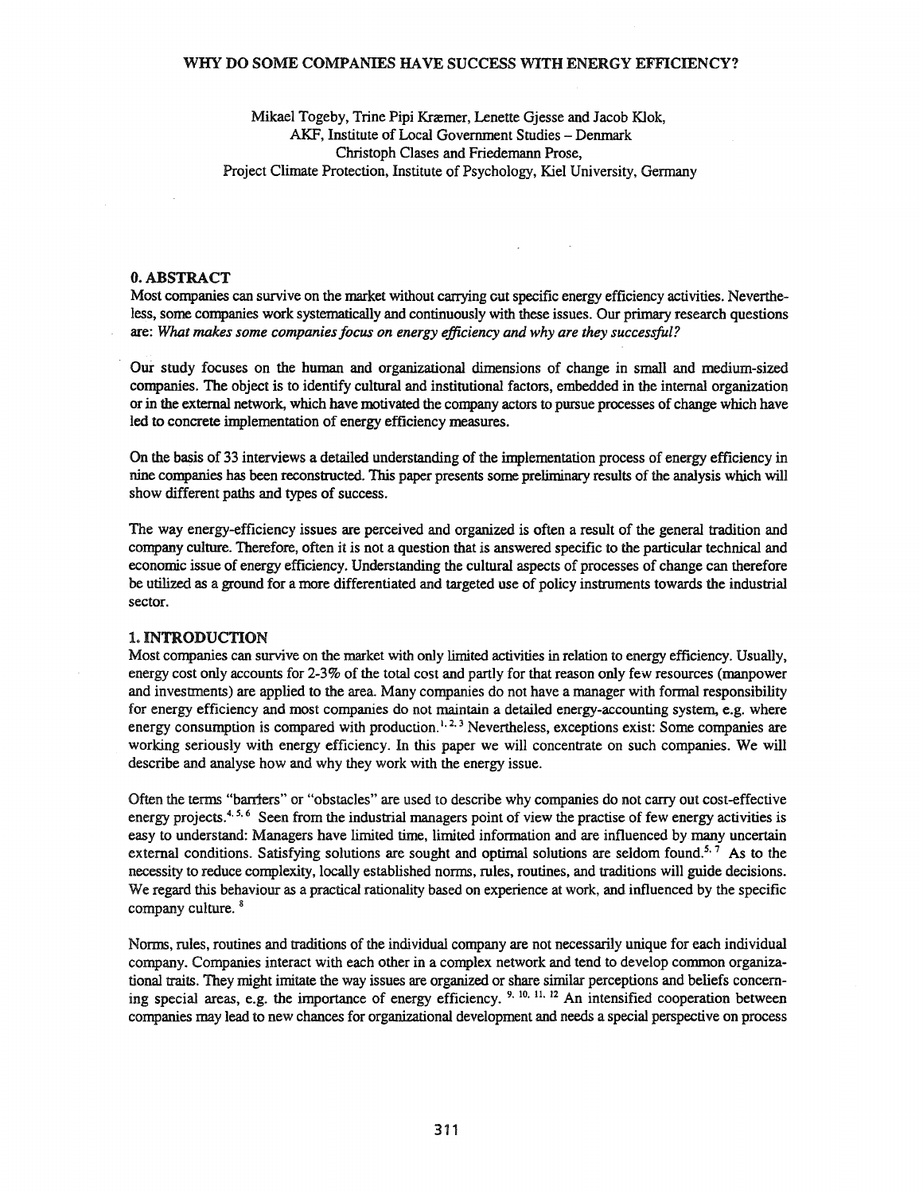# WHY DO SOME COMPANIES HAVE SUCCESS WITH ENERGY EFFICIENCY?

Mikael Togeby, Trine Pipi Kræmer, Lenette Gjesse and Jacob Klok,
AKF, Institute of Local Government Studies – Denmark
Christoph Clases and Friedemann Prose,
Project Climate Protection, Institute of Psychology, Kiel University, Germany

## 0. ABSTRACT

Most companies can survive on the market without carrying cut specific energy efficiency activities. Nevertheless, some companies work systematically and continuously with these issues. Our primary research questions are: *What makes some companies focus on energy efficiency and why are they successful?*

Our study focuses on the human and organizational dimensions of change in small and medium-sized companies. The object is to identify cultural and institutional factors, embedded in the internal organization or in the external network, which have motivated the company actors to pursue processes of change which have led to concrete implementation of energy efficiency measures.

On the basis of 33 interviews a detailed understanding of the implementation process of energy efficiency in nine companies has been reconstructed. This paper presents some preliminary results of the analysis which will show different paths and types of success.

The way energy-efficiency issues are perceived and organized is often a result of the general tradition and company culture. Therefore, often it is not a question that is answered specific to the particular technical and economic issue of energy efficiency. Understanding the cultural aspects of processes of change can therefore be utilized as a ground for a more differentiated and targeted use of policy instruments towards the industrial sector.

## 1. INTRODUCTION

Most companies can survive on the market with only limited activities in relation to energy efficiency. Usually, energy cost only accounts for 2-3% of the total cost and partly for that reason only few resources (manpower and investments) are applied to the area. Many companies do not have a manager with formal responsibility for energy efficiency and most companies do not maintain a detailed energy-accounting system, e.g. where energy consumption is compared with production.[1, 2, 3] Nevertheless, exceptions exist: Some companies are working seriously with energy efficiency. In this paper we will concentrate on such companies. We will describe and analyse how and why they work with the energy issue.

Often the terms "barriers" or "obstacles" are used to describe why companies do not carry out cost-effective energy projects.[4, 5, 6] Seen from the industrial managers point of view the practise of few energy activities is easy to understand: Managers have limited time, limited information and are influenced by many uncertain external conditions. Satisfying solutions are sought and optimal solutions are seldom found.[5, 7] As to the necessity to reduce complexity, locally established norms, rules, routines, and traditions will guide decisions. We regard this behaviour as a practical rationality based on experience at work, and influenced by the specific company culture. [8]

Norms, rules, routines and traditions of the individual company are not necessarily unique for each individual company. Companies interact with each other in a complex network and tend to develop common organizational traits. They might imitate the way issues are organized or share similar perceptions and beliefs concerning special areas, e.g. the importance of energy efficiency. [9, 10, 11, 12] An intensified cooperation between companies may lead to new chances for organizational development and needs a special perspective on process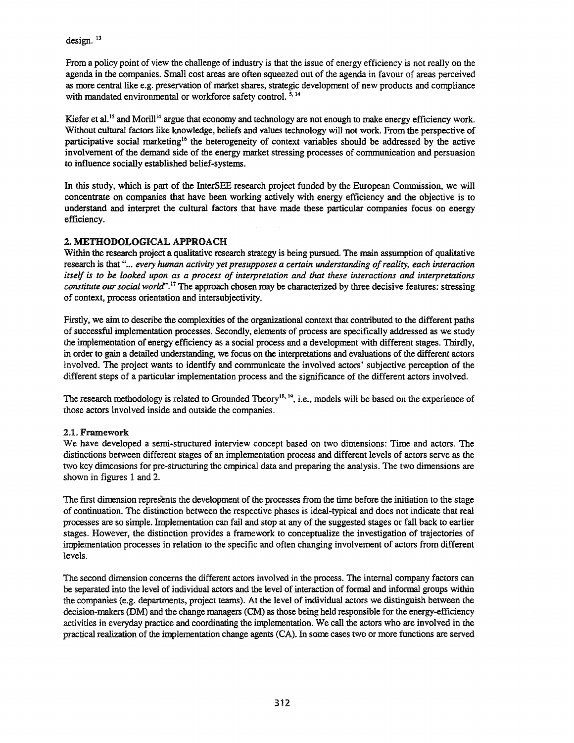design. [13]

From a policy point of view the challenge of industry is that the issue of energy efficiency is not really on the agenda in the companies. Small cost areas are often squeezed out of the agenda in favour of areas perceived as more central like e.g. preservation of market shares, strategic development of new products and compliance with mandated environmental or workforce safety control. [5, 14]

Kiefer et al.[15] and Morill[14] argue that economy and technology are not enough to make energy efficiency work. Without cultural factors like knowledge, beliefs and values technology will not work. From the perspective of participative social marketing[16] the heterogeneity of context variables should be addressed by the active involvement of the demand side of the energy market stressing processes of communication and persuasion to influence socially established belief-systems.

In this study, which is part of the InterSEE research project funded by the European Commission, we will concentrate on companies that have been working actively with energy efficiency and the objective is to understand and interpret the cultural factors that have made these particular companies focus on energy efficiency.

## 2. METHODOLOGICAL APPROACH

Within the research project a qualitative research strategy is being pursued. The main assumption of qualitative research is that "*... every human activity yet presupposes a certain understanding of reality, each interaction itself is to be looked upon as a process of interpretation and that these interactions and interpretations constitute our social world*".[17] The approach chosen may be characterized by three decisive features: stressing of context, process orientation and intersubjectivity.

Firstly, we aim to describe the complexities of the organizational context that contributed to the different paths of successful implementation processes. Secondly, elements of process are specifically addressed as we study the implementation of energy efficiency as a social process and a development with different stages. Thirdly, in order to gain a detailed understanding, we focus on the interpretations and evaluations of the different actors involved. The project wants to identify and communicate the involved actors' subjective perception of the different steps of a particular implementation process and the significance of the different actors involved.

The research methodology is related to Grounded Theory[18, 19], i.e., models will be based on the experience of those actors involved inside and outside the companies.

### 2.1. Framework

We have developed a semi-structured interview concept based on two dimensions: Time and actors. The distinctions between different stages of an implementation process and different levels of actors serve as the two key dimensions for pre-structuring the empirical data and preparing the analysis. The two dimensions are shown in figures 1 and 2.

The first dimension represents the development of the processes from the time before the initiation to the stage of continuation. The distinction between the respective phases is ideal-typical and does not indicate that real processes are so simple. Implementation can fail and stop at any of the suggested stages or fall back to earlier stages. However, the distinction provides a framework to conceptualize the investigation of trajectories of implementation processes in relation to the specific and often changing involvement of actors from different levels.

The second dimension concerns the different actors involved in the process. The internal company factors can be separated into the level of individual actors and the level of interaction of formal and informal groups within the companies (e.g. departments, project teams). At the level of individual actors we distinguish between the decision-makers (DM) and the change managers (CM) as those being held responsible for the energy-efficiency activities in everyday practice and coordinating the implementation. We call the actors who are involved in the practical realization of the implementation change agents (CA). In some cases two or more functions are served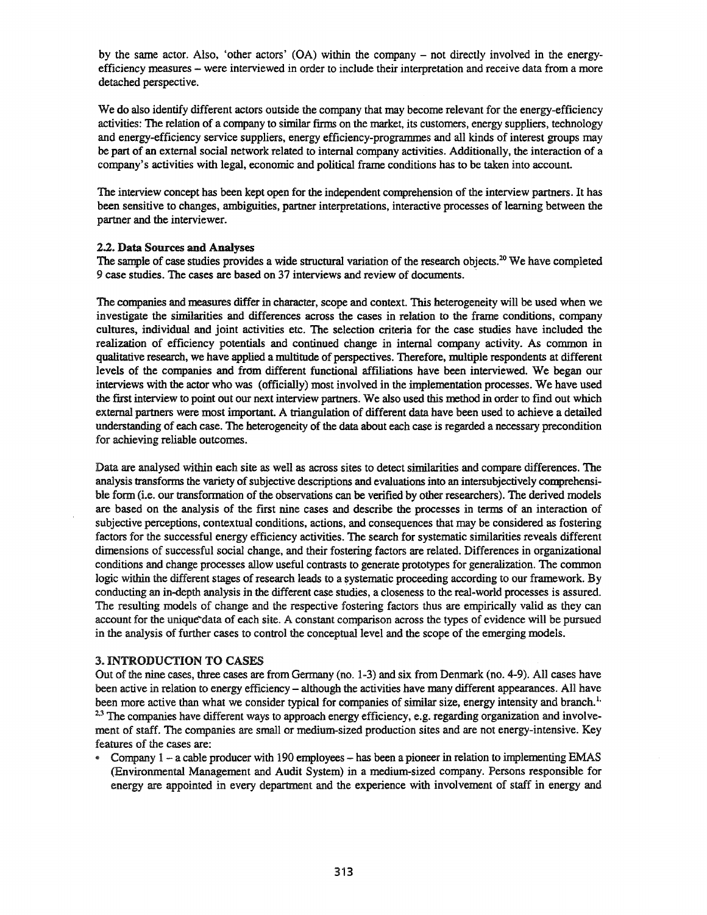by the same actor. Also, 'other actors' (OA) within the company – not directly involved in the energy-efficiency measures – were interviewed in order to include their interpretation and receive data from a more detached perspective.

We do also identify different actors outside the company that may become relevant for the energy-efficiency activities: The relation of a company to similar firms on the market, its customers, energy suppliers, technology and energy-efficiency service suppliers, energy efficiency-programmes and all kinds of interest groups may be part of an external social network related to internal company activities. Additionally, the interaction of a company's activities with legal, economic and political frame conditions has to be taken into account.

The interview concept has been kept open for the independent comprehension of the interview partners. It has been sensitive to changes, ambiguities, partner interpretations, interactive processes of learning between the partner and the interviewer.

### 2.2. Data Sources and Analyses

The sample of case studies provides a wide structural variation of the research objects.[20] We have completed 9 case studies. The cases are based on 37 interviews and review of documents.

The companies and measures differ in character, scope and context. This heterogeneity will be used when we investigate the similarities and differences across the cases in relation to the frame conditions, company cultures, individual and joint activities etc. The selection criteria for the case studies have included the realization of efficiency potentials and continued change in internal company activity. As common in qualitative research, we have applied a multitude of perspectives. Therefore, multiple respondents at different levels of the companies and from different functional affiliations have been interviewed. We began our interviews with the actor who was (officially) most involved in the implementation processes. We have used the first interview to point out our next interview partners. We also used this method in order to find out which external partners were most important. A triangulation of different data have been used to achieve a detailed understanding of each case. The heterogeneity of the data about each case is regarded a necessary precondition for achieving reliable outcomes.

Data are analysed within each site as well as across sites to detect similarities and compare differences. The analysis transforms the variety of subjective descriptions and evaluations into an intersubjectively comprehensible form (i.e. our transformation of the observations can be verified by other researchers). The derived models are based on the analysis of the first nine cases and describe the processes in terms of an interaction of subjective perceptions, contextual conditions, actions, and consequences that may be considered as fostering factors for the successful energy efficiency activities. The search for systematic similarities reveals different dimensions of successful social change, and their fostering factors are related. Differences in organizational conditions and change processes allow useful contrasts to generate prototypes for generalization. The common logic within the different stages of research leads to a systematic proceeding according to our framework. By conducting an in-depth analysis in the different case studies, a closeness to the real-world processes is assured. The resulting models of change and the respective fostering factors thus are empirically valid as they can account for the unique data of each site. A constant comparison across the types of evidence will be pursued in the analysis of further cases to control the conceptual level and the scope of the emerging models.

## 3. INTRODUCTION TO CASES

Out of the nine cases, three cases are from Germany (no. 1-3) and six from Denmark (no. 4-9). All cases have been active in relation to energy efficiency – although the activities have many different appearances. All have been more active than what we consider typical for companies of similar size, energy intensity and branch.[1,2,3] The companies have different ways to approach energy efficiency, e.g. regarding organization and involvement of staff. The companies are small or medium-sized production sites and are not energy-intensive. Key features of the cases are:

- Company 1 – a cable producer with 190 employees – has been a pioneer in relation to implementing EMAS (Environmental Management and Audit System) in a medium-sized company. Persons responsible for energy are appointed in every department and the experience with involvement of staff in energy and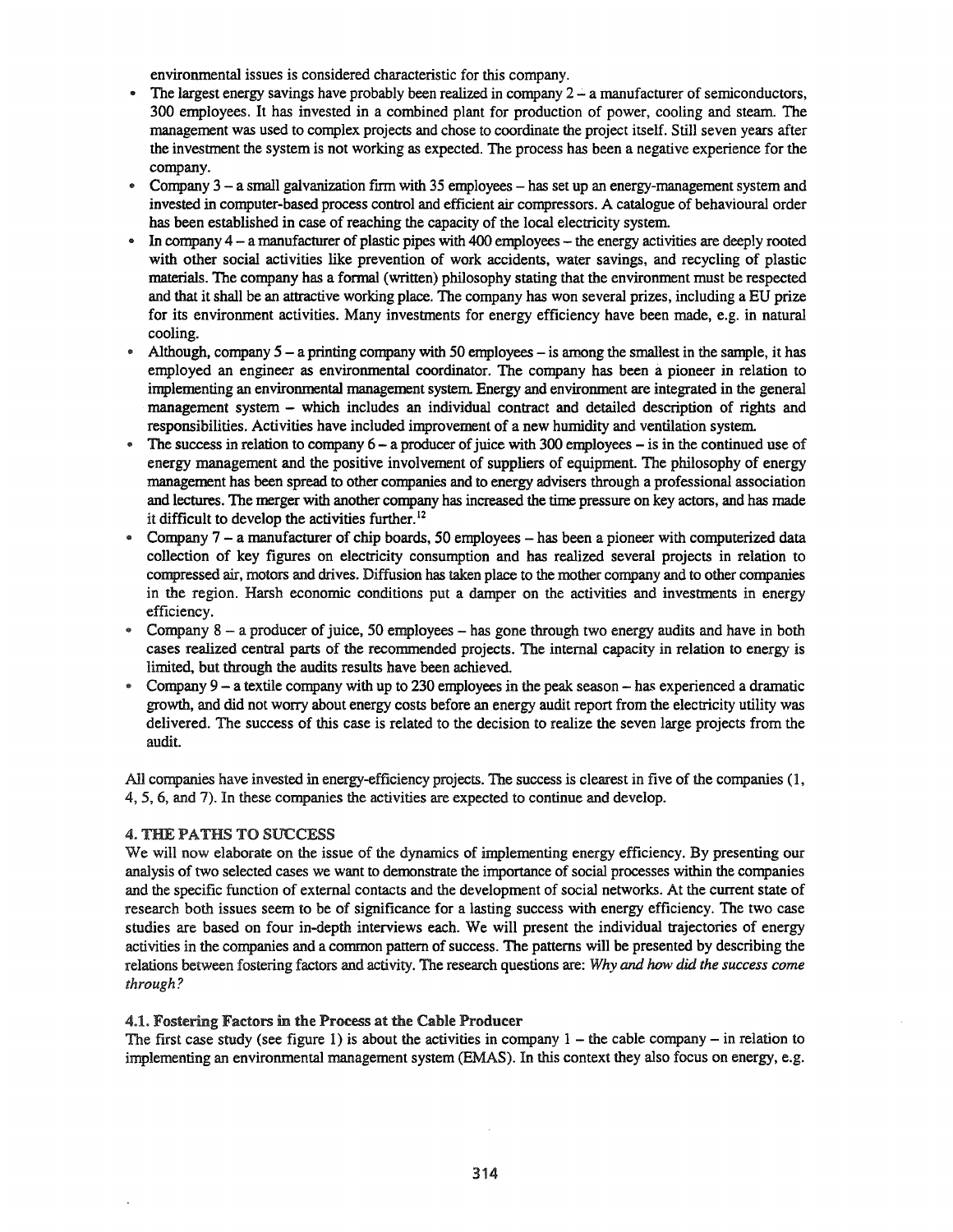environmental issues is considered characteristic for this company.

- The largest energy savings have probably been realized in company 2 – a manufacturer of semiconductors, 300 employees. It has invested in a combined plant for production of power, cooling and steam. The management was used to complex projects and chose to coordinate the project itself. Still seven years after the investment the system is not working as expected. The process has been a negative experience for the company.
- Company 3 – a small galvanization firm with 35 employees – has set up an energy-management system and invested in computer-based process control and efficient air compressors. A catalogue of behavioural order has been established in case of reaching the capacity of the local electricity system.
- In company 4 – a manufacturer of plastic pipes with 400 employees – the energy activities are deeply rooted with other social activities like prevention of work accidents, water savings, and recycling of plastic materials. The company has a formal (written) philosophy stating that the environment must be respected and that it shall be an attractive working place. The company has won several prizes, including a EU prize for its environment activities. Many investments for energy efficiency have been made, e.g. in natural cooling.
- Although, company 5 – a printing company with 50 employees – is among the smallest in the sample, it has employed an engineer as environmental coordinator. The company has been a pioneer in relation to implementing an environmental management system. Energy and environment are integrated in the general management system – which includes an individual contract and detailed description of rights and responsibilities. Activities have included improvement of a new humidity and ventilation system.
- The success in relation to company 6 – a producer of juice with 300 employees – is in the continued use of energy management and the positive involvement of suppliers of equipment. The philosophy of energy management has been spread to other companies and to energy advisers through a professional association and lectures. The merger with another company has increased the time pressure on key actors, and has made it difficult to develop the activities further.[12]
- Company 7 – a manufacturer of chip boards, 50 employees – has been a pioneer with computerized data collection of key figures on electricity consumption and has realized several projects in relation to compressed air, motors and drives. Diffusion has taken place to the mother company and to other companies in the region. Harsh economic conditions put a damper on the activities and investments in energy efficiency.
- Company 8 – a producer of juice, 50 employees – has gone through two energy audits and have in both cases realized central parts of the recommended projects. The internal capacity in relation to energy is limited, but through the audits results have been achieved.
- Company 9 – a textile company with up to 230 employees in the peak season – has experienced a dramatic growth, and did not worry about energy costs before an energy audit report from the electricity utility was delivered. The success of this case is related to the decision to realize the seven large projects from the audit.

All companies have invested in energy-efficiency projects. The success is clearest in five of the companies (1, 4, 5, 6, and 7). In these companies the activities are expected to continue and develop.

## 4. THE PATHS TO SUCCESS

We will now elaborate on the issue of the dynamics of implementing energy efficiency. By presenting our analysis of two selected cases we want to demonstrate the importance of social processes within the companies and the specific function of external contacts and the development of social networks. At the current state of research both issues seem to be of significance for a lasting success with energy efficiency. The two case studies are based on four in-depth interviews each. We will present the individual trajectories of energy activities in the companies and a common pattern of success. The patterns will be presented by describing the relations between fostering factors and activity. The research questions are: *Why and how did the success come through?*

### 4.1. Fostering Factors in the Process at the Cable Producer

The first case study (see figure 1) is about the activities in company 1 – the cable company – in relation to implementing an environmental management system (EMAS). In this context they also focus on energy, e.g.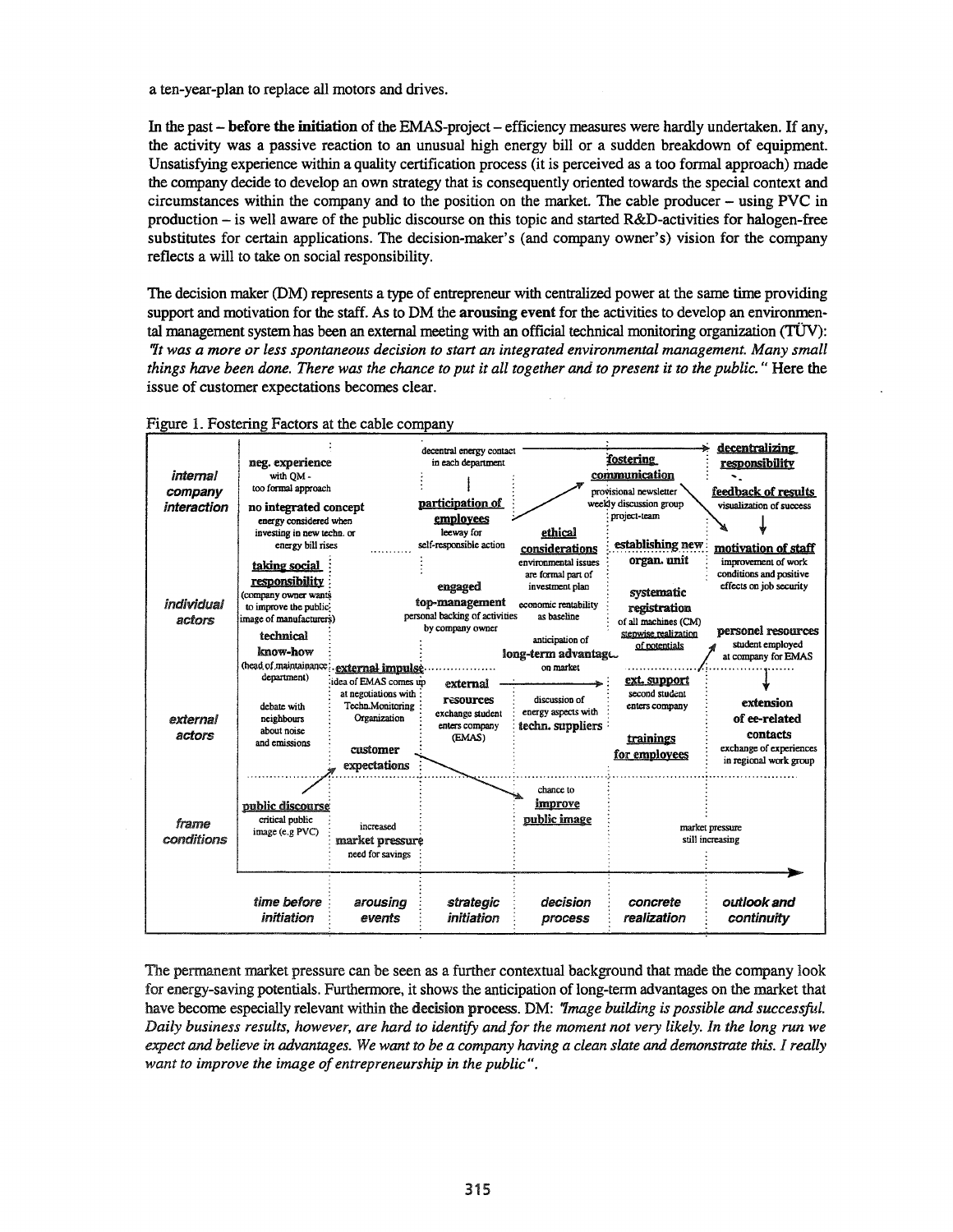a ten-year-plan to replace all motors and drives.

In the past – **before the initiation** of the EMAS-project – efficiency measures were hardly undertaken. If any, the activity was a passive reaction to an unusual high energy bill or a sudden breakdown of equipment. Unsatisfying experience within a quality certification process (it is perceived as a too formal approach) made the company decide to develop an own strategy that is consequently oriented towards the special context and circumstances within the company and to the position on the market. The cable producer – using PVC in production – is well aware of the public discourse on this topic and started R&D-activities for halogen-free substitutes for certain applications. The decision-maker's (and company owner's) vision for the company reflects a will to take on social responsibility.

The decision maker (DM) represents a type of entrepreneur with centralized power at the same time providing support and motivation for the staff. As to DM the **arousing event** for the activities to develop an environmental management system has been an external meeting with an official technical monitoring organization (TÜV): *"It was a more or less spontaneous decision to start an integrated environmental management. Many small things have been done. There was the chance to put it all together and to present it to the public."* Here the issue of customer expectations becomes clear.

Figure 1. Fostering Factors at the cable company

| | time before initiation | arousing events | strategic initiation | decision process | concrete realization | outlook and continuity |
|---|---|---|---|---|---|---|
| *internal company interaction* | **neg. experience** with QM - too formal approach; **no integrated concept** energy considered when investing in new techn. or energy bill rises | | decentral energy contact in each department; **participation of employees** leeway for self-responsible action | **fostering communication** provisional newsletter, weekly discussion group, project-team; **ethical considerations** environmental issues are formal part of investment plan | **establishing new organ. unit** | **decentralizing responsibility**; **feedback of results** visualization of success; **motivation of staff** improvement of work conditions and positive effects on job security |
| *individual actors* | **taking social responsibility** (company owner wants to improve the public image of manufacturers); **technical know-how** (head of maintainance department) | | **engaged top-management** personal backing of activities by company owner | economic rentability as baseline; anticipation of **long-term advantage** on market | **systematic registration** of all machines (CM); stepwise realization of potentials | **personel resources** student employed at company for EMAS |
| *external actors* | debate with neighbours about noise and emissions | **external impulse** idea of EMAS comes up at negotiations with Techn.Monitoring Organization; **customer expectations** | **external resources** exchange student enters company (EMAS) | discussion of energy aspects with **techn. suppliers** | **ext. support** second student enters company; **trainings for employees** | **extension of ee-related contacts** exchange of experiences in regional work group |
| *frame conditions* | **public discourse** critical public image (e.g PVC) | increased **market pressure** need for savings | | chance to **improve public image** | market pressure still increasing | |

The permanent market pressure can be seen as a further contextual background that made the company look for energy-saving potentials. Furthermore, it shows the anticipation of long-term advantages on the market that have become especially relevant within the **decision process**. DM: *"Image building is possible and successful. Daily business results, however, are hard to identify and for the moment not very likely. In the long run we expect and believe in advantages. We want to be a company having a clean slate and demonstrate this. I really want to improve the image of entrepreneurship in the public".*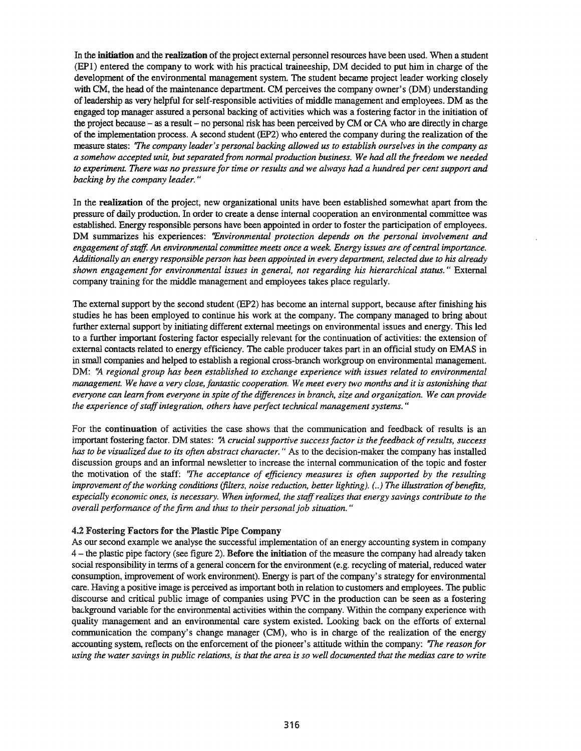In the **initiation** and the **realization** of the project external personnel resources have been used. When a student (EP1) entered the company to work with his practical traineeship, DM decided to put him in charge of the development of the environmental management system. The student became project leader working closely with CM, the head of the maintenance department. CM perceives the company owner's (DM) understanding of leadership as very helpful for self-responsible activities of middle management and employees. DM as the engaged top manager assured a personal backing of activities which was a fostering factor in the initiation of the project because – as a result – no personal risk has been perceived by CM or CA who are directly in charge of the implementation process. A second student (EP2) who entered the company during the realization of the measure states: *"The company leader's personal backing allowed us to establish ourselves in the company as a somehow accepted unit, but separated from normal production business. We had all the freedom we needed to experiment. There was no pressure for time or results and we always had a hundred per cent support and backing by the company leader."*

In the **realization** of the project, new organizational units have been established somewhat apart from the pressure of daily production. In order to create a dense internal cooperation an environmental committee was established. Energy responsible persons have been appointed in order to foster the participation of employees. DM summarizes his experiences: *"Environmental protection depends on the personal involvement and engagement of staff. An environmental committee meets once a week. Energy issues are of central importance. Additionally an energy responsible person has been appointed in every department, selected due to his already shown engagement for environmental issues in general, not regarding his hierarchical status."* External company training for the middle management and employees takes place regularly.

The external support by the second student (EP2) has become an internal support, because after finishing his studies he has been employed to continue his work at the company. The company managed to bring about further external support by initiating different external meetings on environmental issues and energy. This led to a further important fostering factor especially relevant for the continuation of activities: the extension of external contacts related to energy efficiency. The cable producer takes part in an official study on EMAS in in small companies and helped to establish a regional cross-branch workgroup on environmental management. DM: *"A regional group has been established to exchange experience with issues related to environmental management. We have a very close, fantastic cooperation. We meet every two months and it is astonishing that everyone can learn from everyone in spite of the differences in branch, size and organization. We can provide the experience of staff integration, others have perfect technical management systems."*

For the **continuation** of activities the case shows that the communication and feedback of results is an important fostering factor. DM states: *"A crucial supportive success factor is the feedback of results, success has to be visualized due to its often abstract character."* As to the decision-maker the company has installed discussion groups and an informal newsletter to increase the internal communication of the topic and foster the motivation of the staff: *"The acceptance of efficiency measures is often supported by the resulting improvement of the working conditions (filters, noise reduction, better lighting). (..) The illustration of benefits, especially economic ones, is necessary. When informed, the staff realizes that energy savings contribute to the overall performance of the firm and thus to their personal job situation."*

### 4.2 Fostering Factors for the Plastic Pipe Company

As our second example we analyse the successful implementation of an energy accounting system in company 4 – the plastic pipe factory (see figure 2). **Before the initiation** of the measure the company had already taken social responsibility in terms of a general concern for the environment (e.g. recycling of material, reduced water consumption, improvement of work environment). Energy is part of the company's strategy for environmental care. Having a positive image is perceived as important both in relation to customers and employees. The public discourse and critical public image of companies using PVC in the production can be seen as a fostering background variable for the environmental activities within the company. Within the company experience with quality management and an environmental care system existed. Looking back on the efforts of external communication the company's change manager (CM), who is in charge of the realization of the energy accounting system, reflects on the enforcement of the pioneer's attitude within the company: *"The reason for using the water savings in public relations, is that the area is so well documented that the medias care to write*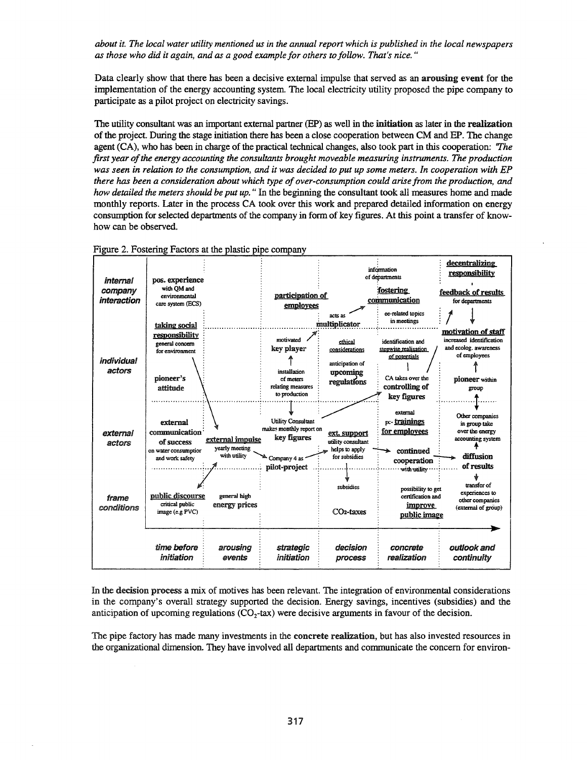*about it. The local water utility mentioned us in the annual report which is published in the local newspapers as those who did it again, and as a good example for others to follow. That's nice."*

Data clearly show that there has been a decisive external impulse that served as an **arousing event** for the implementation of the energy accounting system. The local electricity utility proposed the pipe company to participate as a pilot project on electricity savings.

The utility consultant was an important external partner (EP) as well in the **initiation** as later in the **realization** of the project. During the stage initiation there has been a close cooperation between CM and EP. The change agent (CA), who has been in charge of the practical technical changes, also took part in this cooperation: *"The first year of the energy accounting the consultants brought moveable measuring instruments. The production was seen in relation to the consumption, and it was decided to put up some meters. In cooperation with EP there has been a consideration about which type of over-consumption could arise from the production, and how detailed the meters should be put up."* In the beginning the consultant took all measures home and made monthly reports. Later in the process CA took over this work and prepared detailed information on energy consumption for selected departments of the company in form of key figures. At this point a transfer of know-how can be observed.

Figure 2. Fostering Factors at the plastic pipe company

| | time before initiation | arousing events | strategic initiation | decision process | concrete realization | outlook and continuity |
|---|---|---|---|---|---|---|
| *internal company interaction* | **pos. experience** with QM and environmental care system (ECS) | | **participation of employees**; acts as **multiplicator** | information of departments; **fostering communication** | ee-related topics in meetings | **decentralizing responsibility**; **feedback of results** for departments |
| *individual actors* | **taking social responsibility** general concern for environment; **pioneer's attitude** | | motivated **key player**; installation of meters relating measures to production | **ethical considerations**; anticipation of **upcoming regulations** | identification and **stepwise realisation of potentials**; CA takes over the **controlling of key figures** | **motivation of staff** increased identification and ecolog. awareness of employees; **pioneer** within group |
| *external actors* | **external communication of success** on water consumption and work safety | **external impulse** yearly meeting with utility | Utility Consultant makes monthly report on **key figures**; Company 4 as **pilot-project** | **ext. support** utility consultant helps to apply for subsidies | external pc- **trainings for employees**; **continued cooperation** with utility | Other companies in group take over the energy accounting system; **diffusion of results** |
| *frame conditions* | **public discourse** critical public image (e.g PVC) | general high **energy prices** | | subsidies; $CO_2$-taxes | possibility to get certification and **improve public image** | transfer of experiences to other companies (external of group) |

In the decision process a mix of motives has been relevant. The integration of environmental considerations in the company's overall strategy supported the decision. Energy savings, incentives (subsidies) and the anticipation of upcoming regulations ($CO_2$-tax) were decisive arguments in favour of the decision.

The pipe factory has made many investments in the **concrete realization**, but has also invested resources in the organizational dimension. They have involved all departments and communicate the concern for environ-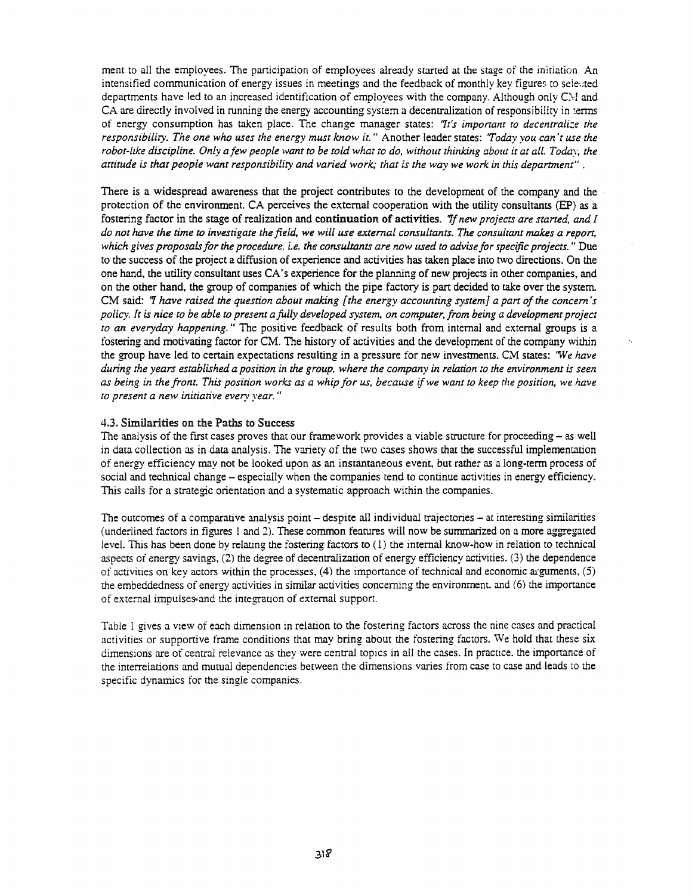ment to all the employees. The participation of employees already started at the stage of the initiation. An intensified communication of energy issues in meetings and the feedback of monthly key figures to selected departments have led to an increased identification of employees with the company. Although only CM and CA are directly involved in running the energy accounting system a decentralization of responsibility in terms of energy consumption has taken place. The change manager states: *"It's important to decentralize the responsibility. The one who uses the energy must know it."* Another leader states: *"Today you can't use the robot-like discipline. Only a few people want to be told what to do, without thinking about it at all. Today, the attitude is that people want responsibility and varied work; that is the way we work in this department"*.

There is a widespread awareness that the project contributes to the development of the company and the protection of the environment. CA perceives the external cooperation with the utility consultants (EP) as a fostering factor in the stage of realization and **continuation of activities**. *"If new projects are started, and I do not have the time to investigate the field, we will use external consultants. The consultant makes a report, which gives proposals for the procedure, i.e. the consultants are now used to advise for specific projects."* Due to the success of the project a diffusion of experience and activities has taken place into two directions. On the one hand, the utility consultant uses CA's experience for the planning of new projects in other companies, and on the other hand, the group of companies of which the pipe factory is part decided to take over the system. CM said: *"I have raised the question about making [the energy accounting system] a part of the concern's policy. It is nice to be able to present a fully developed system, on computer, from being a development project to an everyday happening."* The positive feedback of results both from internal and external groups is a fostering and motivating factor for CM. The history of activities and the development of the company within the group have led to certain expectations resulting in a pressure for new investments. CM states: *"We have during the years established a position in the group, where the company in relation to the environment is seen as being in the front. This position works as a whip for us, because if we want to keep the position, we have to present a new initiative every year."*

### 4.3. Similarities on the Paths to Success

The analysis of the first cases proves that our framework provides a viable structure for proceeding – as well in data collection as in data analysis. The variety of the two cases shows that the successful implementation of energy efficiency may not be looked upon as an instantaneous event, but rather as a long-term process of social and technical change – especially when the companies tend to continue activities in energy efficiency. This calls for a strategic orientation and a systematic approach within the companies.

The outcomes of a comparative analysis point – despite all individual trajectories – at interesting similarities (underlined factors in figures 1 and 2). These common features will now be summarized on a more aggregated level. This has been done by relating the fostering factors to (1) the internal know-how in relation to technical aspects of energy savings, (2) the degree of decentralization of energy efficiency activities, (3) the dependence of activities on key actors within the processes, (4) the importance of technical and economic arguments, (5) the embeddedness of energy activities in similar activities concerning the environment, and (6) the importance of external impulses and the integration of external support.

Table 1 gives a view of each dimension in relation to the fostering factors across the nine cases and practical activities or supportive frame conditions that may bring about the fostering factors. We hold that these six dimensions are of central relevance as they were central topics in all the cases. In practice, the importance of the interrelations and mutual dependencies between the dimensions varies from case to case and leads to the specific dynamics for the single companies.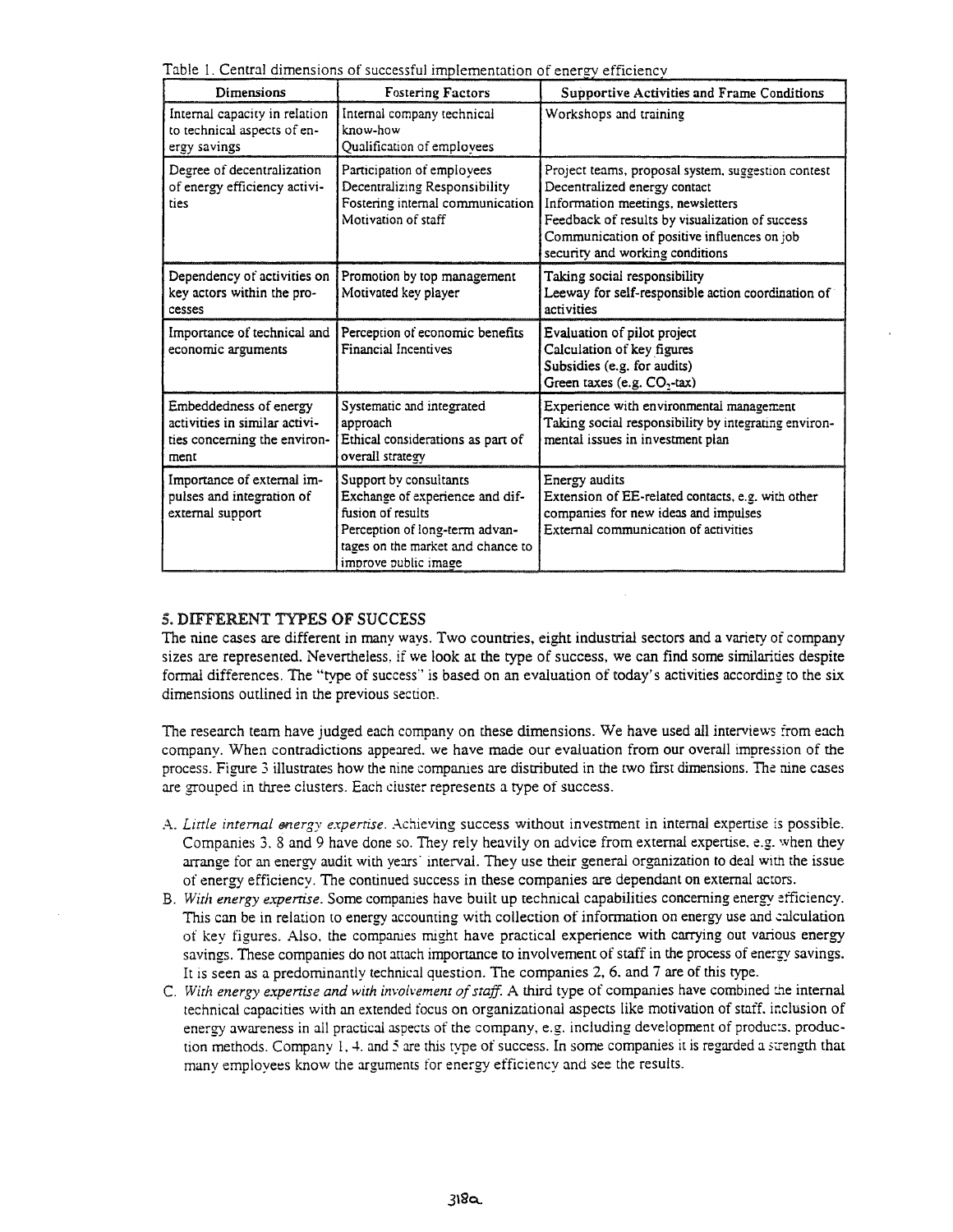Table 1. Central dimensions of successful implementation of energy efficiency

| Dimensions | Fostering Factors | Supportive Activities and Frame Conditions |
|---|---|---|
| Internal capacity in relation to technical aspects of energy savings | Internal company technical know-how<br>Qualification of employees | Workshops and training |
| Degree of decentralization of energy efficiency activities | Participation of employees<br>Decentralizing Responsibility<br>Fostering internal communication<br>Motivation of staff | Project teams, proposal system, suggestion contest<br>Decentralized energy contact<br>Information meetings, newsletters<br>Feedback of results by visualization of success<br>Communication of positive influences on job security and working conditions |
| Dependency of activities on key actors within the processes | Promotion by top management<br>Motivated key player | Taking social responsibility<br>Leeway for self-responsible action coordination of activities |
| Importance of technical and economic arguments | Perception of economic benefits<br>Financial Incentives | Evaluation of pilot project<br>Calculation of key figures<br>Subsidies (e.g. for audits)<br>Green taxes (e.g. $CO_2$-tax) |
| Embeddedness of energy activities in similar activities concerning the environment | Systematic and integrated approach<br>Ethical considerations as part of overall strategy | Experience with environmental management<br>Taking social responsibility by integrating environmental issues in investment plan |
| Importance of external impulses and integration of external support | Support by consultants<br>Exchange of experience and diffusion of results<br>Perception of long-term advantages on the market and chance to improve public image | Energy audits<br>Extension of EE-related contacts, e.g. with other companies for new ideas and impulses<br>External communication of activities |

## 5. DIFFERENT TYPES OF SUCCESS

The nine cases are different in many ways. Two countries, eight industrial sectors and a variety of company sizes are represented. Nevertheless, if we look at the type of success, we can find some similarities despite formal differences. The "type of success" is based on an evaluation of today's activities according to the six dimensions outlined in the previous section.

The research team have judged each company on these dimensions. We have used all interviews from each company. When contradictions appeared, we have made our evaluation from our overall impression of the process. Figure 3 illustrates how the nine companies are distributed in the two first dimensions. The nine cases are grouped in three clusters. Each cluster represents a type of success.

A. *Little internal energy expertise.* Achieving success without investment in internal expertise is possible. Companies 3, 8 and 9 have done so. They rely heavily on advice from external expertise, e.g. when they arrange for an energy audit with years' interval. They use their general organization to deal with the issue of energy efficiency. The continued success in these companies are dependant on external actors.
B. *With energy expertise.* Some companies have built up technical capabilities concerning energy efficiency. This can be in relation to energy accounting with collection of information on energy use and calculation of key figures. Also, the companies might have practical experience with carrying out various energy savings. These companies do not attach importance to involvement of staff in the process of energy savings. It is seen as a predominantly technical question. The companies 2, 6, and 7 are of this type.
C. *With energy expertise and with involvement of staff.* A third type of companies have combined the internal technical capacities with an extended focus on organizational aspects like motivation of staff, inclusion of energy awareness in all practical aspects of the company, e.g. including development of products, production methods. Company 1, 4, and 5 are this type of success. In some companies it is regarded a strength that many employees know the arguments for energy efficiency and see the results.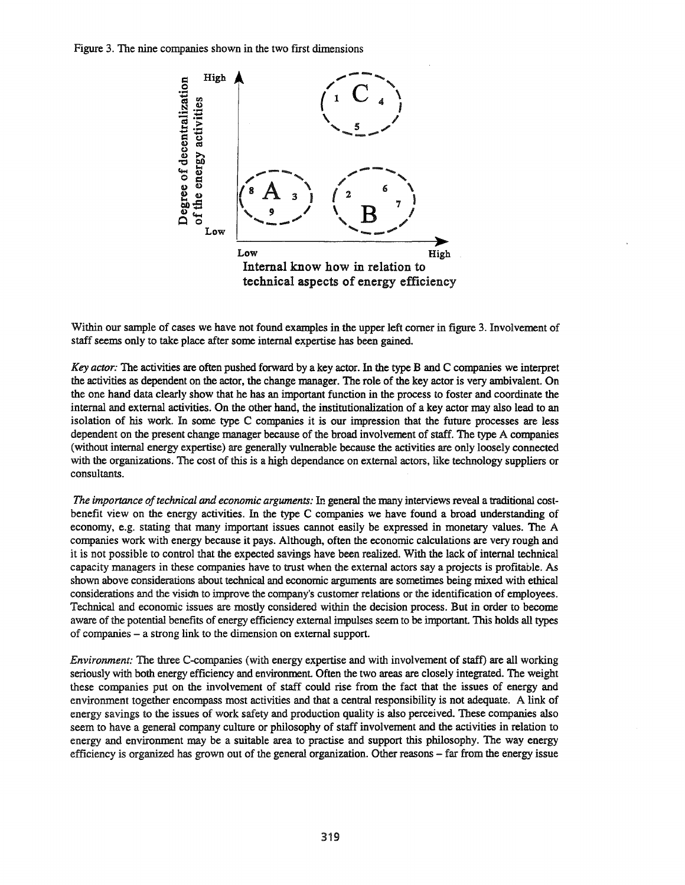Figure 3. The nine companies shown in the two first dimensions

Within our sample of cases we have not found examples in the upper left corner in figure 3. Involvement of staff seems only to take place after some internal expertise has been gained.

*Key actor:* The activities are often pushed forward by a key actor. In the type B and C companies we interpret the activities as dependent on the actor, the change manager. The role of the key actor is very ambivalent. On the one hand data clearly show that he has an important function in the process to foster and coordinate the internal and external activities. On the other hand, the institutionalization of a key actor may also lead to an isolation of his work. In some type C companies it is our impression that the future processes are less dependent on the present change manager because of the broad involvement of staff. The type A companies (without internal energy expertise) are generally vulnerable because the activities are only loosely connected with the organizations. The cost of this is a high dependance on external actors, like technology suppliers or consultants.

*The importance of technical and economic arguments:* In general the many interviews reveal a traditional cost-benefit view on the energy activities. In the type C companies we have found a broad understanding of economy, e.g. stating that many important issues cannot easily be expressed in monetary values. The A companies work with energy because it pays. Although, often the economic calculations are very rough and it is not possible to control that the expected savings have been realized. With the lack of internal technical capacity managers in these companies have to trust when the external actors say a projects is profitable. As shown above considerations about technical and economic arguments are sometimes being mixed with ethical considerations and the vision to improve the company's customer relations or the identification of employees. Technical and economic issues are mostly considered within the decision process. But in order to become aware of the potential benefits of energy efficiency external impulses seem to be important. This holds all types of companies – a strong link to the dimension on external support.

*Environment:* The three C-companies (with energy expertise and with involvement of staff) are all working seriously with both energy efficiency and environment. Often the two areas are closely integrated. The weight these companies put on the involvement of staff could rise from the fact that the issues of energy and environment together encompass most activities and that a central responsibility is not adequate. A link of energy savings to the issues of work safety and production quality is also perceived. These companies also seem to have a general company culture or philosophy of staff involvement and the activities in relation to energy and environment may be a suitable area to practise and support this philosophy. The way energy efficiency is organized has grown out of the general organization. Other reasons – far from the energy issue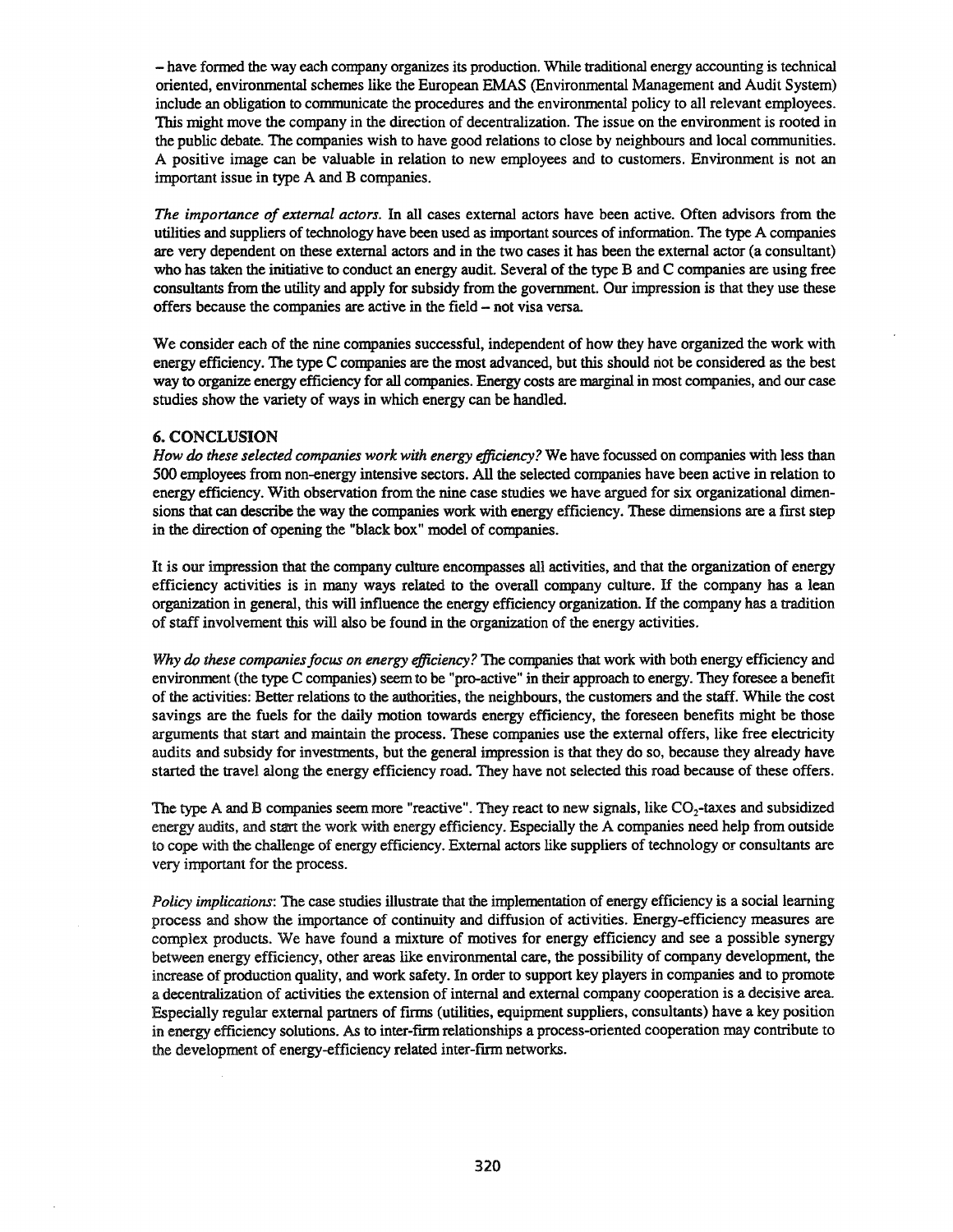– have formed the way each company organizes its production. While traditional energy accounting is technical oriented, environmental schemes like the European EMAS (Environmental Management and Audit System) include an obligation to communicate the procedures and the environmental policy to all relevant employees. This might move the company in the direction of decentralization. The issue on the environment is rooted in the public debate. The companies wish to have good relations to close by neighbours and local communities. A positive image can be valuable in relation to new employees and to customers. Environment is not an important issue in type A and B companies.

*The importance of external actors.* In all cases external actors have been active. Often advisors from the utilities and suppliers of technology have been used as important sources of information. The type A companies are very dependent on these external actors and in the two cases it has been the external actor (a consultant) who has taken the initiative to conduct an energy audit. Several of the type B and C companies are using free consultants from the utility and apply for subsidy from the government. Our impression is that they use these offers because the companies are active in the field – not visa versa.

We consider each of the nine companies successful, independent of how they have organized the work with energy efficiency. The type C companies are the most advanced, but this should not be considered as the best way to organize energy efficiency for all companies. Energy costs are marginal in most companies, and our case studies show the variety of ways in which energy can be handled.

## 6. CONCLUSION

*How do these selected companies work with energy efficiency?* We have focussed on companies with less than 500 employees from non-energy intensive sectors. All the selected companies have been active in relation to energy efficiency. With observation from the nine case studies we have argued for six organizational dimensions that can describe the way the companies work with energy efficiency. These dimensions are a first step in the direction of opening the "black box" model of companies.

It is our impression that the company culture encompasses all activities, and that the organization of energy efficiency activities is in many ways related to the overall company culture. If the company has a lean organization in general, this will influence the energy efficiency organization. If the company has a tradition of staff involvement this will also be found in the organization of the energy activities.

*Why do these companies focus on energy efficiency?* The companies that work with both energy efficiency and environment (the type C companies) seem to be "pro-active" in their approach to energy. They foresee a benefit of the activities: Better relations to the authorities, the neighbours, the customers and the staff. While the cost savings are the fuels for the daily motion towards energy efficiency, the foreseen benefits might be those arguments that start and maintain the process. These companies use the external offers, like free electricity audits and subsidy for investments, but the general impression is that they do so, because they already have started the travel along the energy efficiency road. They have not selected this road because of these offers.

The type A and B companies seem more "reactive". They react to new signals, like $CO_2$-taxes and subsidized energy audits, and start the work with energy efficiency. Especially the A companies need help from outside to cope with the challenge of energy efficiency. External actors like suppliers of technology or consultants are very important for the process.

*Policy implications*: The case studies illustrate that the implementation of energy efficiency is a social learning process and show the importance of continuity and diffusion of activities. Energy-efficiency measures are complex products. We have found a mixture of motives for energy efficiency and see a possible synergy between energy efficiency, other areas like environmental care, the possibility of company development, the increase of production quality, and work safety. In order to support key players in companies and to promote a decentralization of activities the extension of internal and external company cooperation is a decisive area. Especially regular external partners of firms (utilities, equipment suppliers, consultants) have a key position in energy efficiency solutions. As to inter-firm relationships a process-oriented cooperation may contribute to the development of energy-efficiency related inter-firm networks.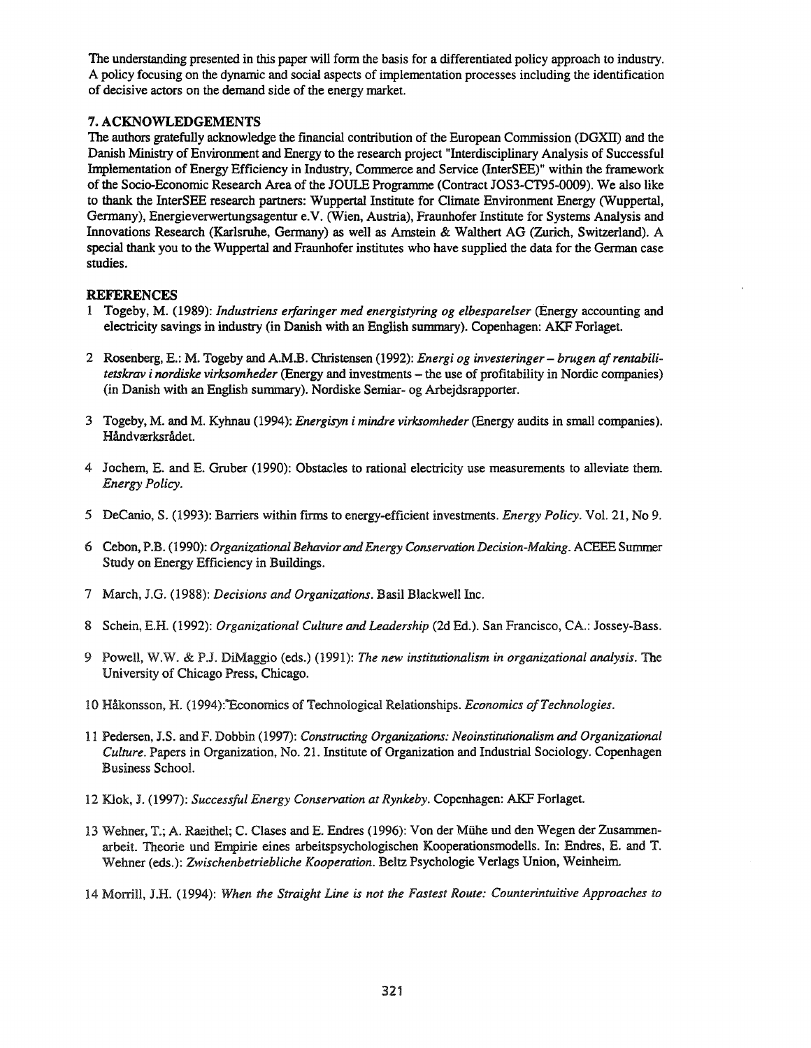The understanding presented in this paper will form the basis for a differentiated policy approach to industry. A policy focusing on the dynamic and social aspects of implementation processes including the identification of decisive actors on the demand side of the energy market.

## 7. ACKNOWLEDGEMENTS

The authors gratefully acknowledge the financial contribution of the European Commission (DGXII) and the Danish Ministry of Environment and Energy to the research project "Interdisciplinary Analysis of Successful Implementation of Energy Efficiency in Industry, Commerce and Service (InterSEE)" within the framework of the Socio-Economic Research Area of the JOULE Programme (Contract JOS3-CT95-0009). We also like to thank the InterSEE research partners: Wuppertal Institute for Climate Environment Energy (Wuppertal, Germany), Energieverwertungsagentur e.V. (Wien, Austria), Fraunhofer Institute for Systems Analysis and Innovations Research (Karlsruhe, Germany) as well as Amstein & Walthert AG (Zurich, Switzerland). A special thank you to the Wuppertal and Fraunhofer institutes who have supplied the data for the German case studies.

## REFERENCES

1 Togeby, M. (1989): *Industriens erfaringer med energistyring og elbesparelser* (Energy accounting and electricity savings in industry (in Danish with an English summary). Copenhagen: AKF Forlaget.

2 Rosenberg, E.: M. Togeby and A.M.B. Christensen (1992): *Energi og investeringer – brugen af rentabilitetskrav i nordiske virksomheder* (Energy and investments – the use of profitability in Nordic companies) (in Danish with an English summary). Nordiske Semiar- og Arbejdsrapporter.

3 Togeby, M. and M. Kyhnau (1994): *Energisyn i mindre virksomheder* (Energy audits in small companies). Håndværksrådet.

4 Jochem, E. and E. Gruber (1990): Obstacles to rational electricity use measurements to alleviate them. *Energy Policy.*

5 DeCanio, S. (1993): Barriers within firms to energy-efficient investments. *Energy Policy.* Vol. 21, No 9.

6 Cebon, P.B. (1990): *Organizational Behavior and Energy Conservation Decision-Making.* ACEEE Summer Study on Energy Efficiency in Buildings.

7 March, J.G. (1988): *Decisions and Organizations.* Basil Blackwell Inc.

8 Schein, E.H. (1992): *Organizational Culture and Leadership* (2d Ed.). San Francisco, CA.: Jossey-Bass.

9 Powell, W.W. & P.J. DiMaggio (eds.) (1991): *The new institutionalism in organizational analysis.* The University of Chicago Press, Chicago.

10 Håkonsson, H. (1994): Economics of Technological Relationships. *Economics of Technologies.*

11 Pedersen, J.S. and F. Dobbin (1997): *Constructing Organizations: Neoinstitutionalism and Organizational Culture.* Papers in Organization, No. 21. Institute of Organization and Industrial Sociology. Copenhagen Business School.

12 Klok, J. (1997): *Successful Energy Conservation at Rynkeby.* Copenhagen: AKF Forlaget.

13 Wehner, T.; A. Raeithel; C. Clases and E. Endres (1996): Von der Mühe und den Wegen der Zusammenarbeit. Theorie und Empirie eines arbeitspsychologischen Kooperationsmodells. In: Endres, E. and T. Wehner (eds.): *Zwischenbetriebliche Kooperation.* Beltz Psychologie Verlags Union, Weinheim.

14 Morrill, J.H. (1994): *When the Straight Line is not the Fastest Route: Counterintuitive Approaches to*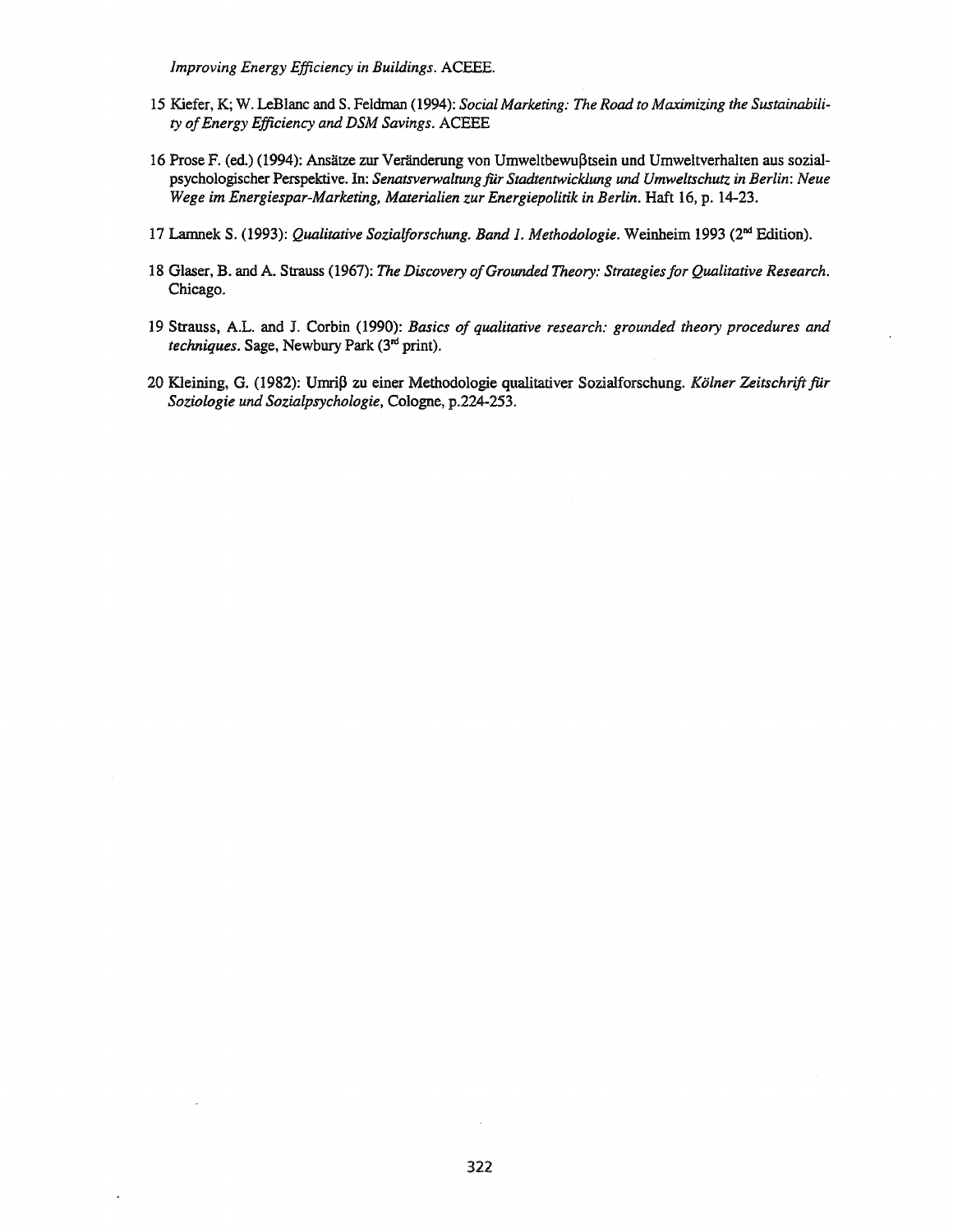*Improving Energy Efficiency in Buildings*. ACEEE.

15 Kiefer, K; W. LeBlanc and S. Feldman (1994): *Social Marketing: The Road to Maximizing the Sustainability of Energy Efficiency and DSM Savings*. ACEEE

16 Prose F. (ed.) (1994): Ansätze zur Veränderung von Umweltbewuβtsein und Umweltverhalten aus sozialpsychologischer Perspektive. In: *Senatsverwaltung für Stadtentwicklung und Umweltschutz in Berlin*: *Neue Wege im Energiespar-Marketing, Materialien zur Energiepolitik in Berlin*. Haft 16, p. 14-23.

17 Lamnek S. (1993): *Qualitative Sozialforschung. Band 1. Methodologie*. Weinheim 1993 (2nd Edition).

18 Glaser, B. and A. Strauss (1967): *The Discovery of Grounded Theory: Strategies for Qualitative Research*. Chicago.

19 Strauss, A.L. and J. Corbin (1990): *Basics of qualitative research: grounded theory procedures and techniques*. Sage, Newbury Park (3rd print).

20 Kleining, G. (1982): Umriβ zu einer Methodologie qualitativer Sozialforschung. *Kölner Zeitschrift für Soziologie und Sozialpsychologie*, Cologne, p.224-253.